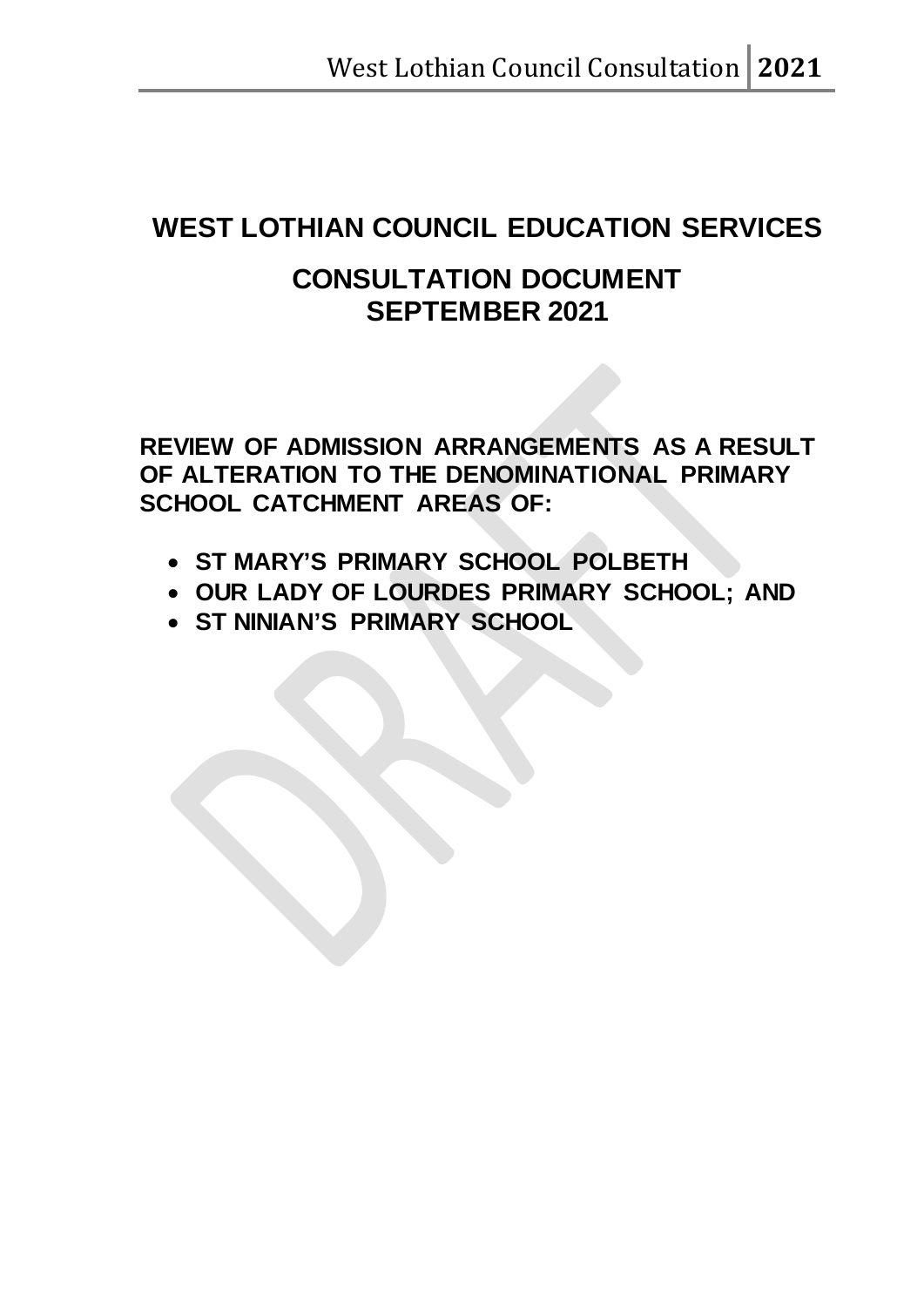# WEST LOTHIAN COUNCIL EDUCATION SERVICES

## CONSULTATION DOCUMENT
## SEPTEMBER 2021

**REVIEW OF ADMISSION ARRANGEMENTS AS A RESULT OF ALTERATION TO THE DENOMINATIONAL PRIMARY SCHOOL CATCHMENT AREAS OF:**

- **ST MARY'S PRIMARY SCHOOL POLBETH**
- **OUR LADY OF LOURDES PRIMARY SCHOOL; AND**
- **ST NINIAN'S PRIMARY SCHOOL**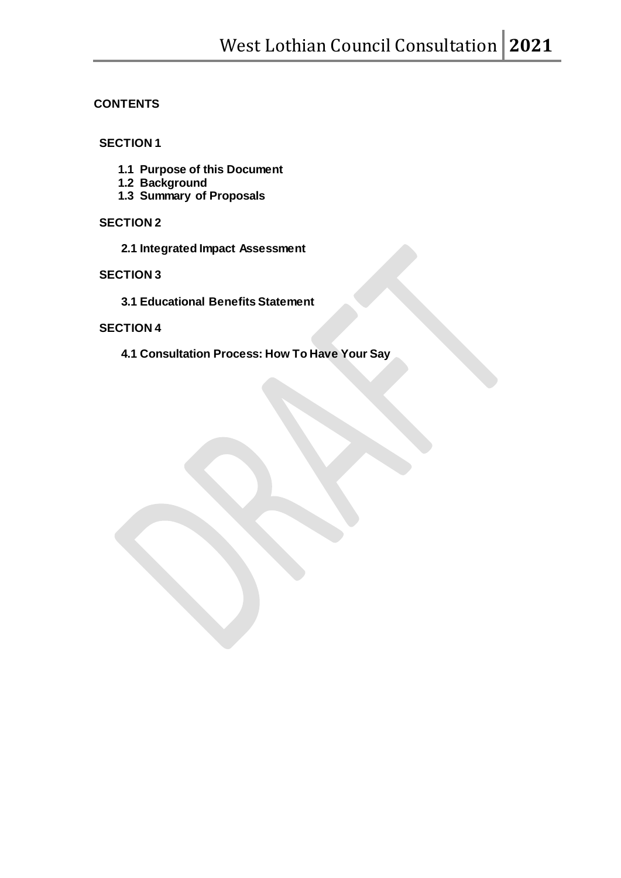## CONTENTS

### SECTION 1

- **1.1 Purpose of this Document**
- **1.2 Background**
- **1.3 Summary of Proposals**

### SECTION 2

- **2.1 Integrated Impact Assessment**

### SECTION 3

- **3.1 Educational Benefits Statement**

### SECTION 4

- **4.1 Consultation Process: How To Have Your Say**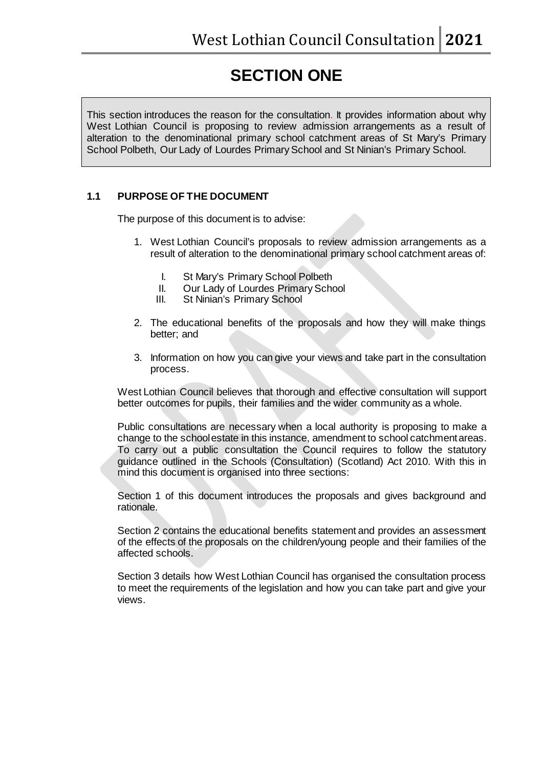# SECTION ONE

This section introduces the reason for the consultation. It provides information about why West Lothian Council is proposing to review admission arrangements as a result of alteration to the denominational primary school catchment areas of St Mary's Primary School Polbeth, Our Lady of Lourdes Primary School and St Ninian's Primary School.

## 1.1 PURPOSE OF THE DOCUMENT

The purpose of this document is to advise:

1. West Lothian Council's proposals to review admission arrangements as a result of alteration to the denominational primary school catchment areas of:
   I. St Mary's Primary School Polbeth
   II. Our Lady of Lourdes Primary School
   III. St Ninian's Primary School

2. The educational benefits of the proposals and how they will make things better; and

3. Information on how you can give your views and take part in the consultation process.

West Lothian Council believes that thorough and effective consultation will support better outcomes for pupils, their families and the wider community as a whole.

Public consultations are necessary when a local authority is proposing to make a change to the school estate in this instance, amendment to school catchment areas. To carry out a public consultation the Council requires to follow the statutory guidance outlined in the Schools (Consultation) (Scotland) Act 2010. With this in mind this document is organised into three sections:

Section 1 of this document introduces the proposals and gives background and rationale.

Section 2 contains the educational benefits statement and provides an assessment of the effects of the proposals on the children/young people and their families of the affected schools.

Section 3 details how West Lothian Council has organised the consultation process to meet the requirements of the legislation and how you can take part and give your views.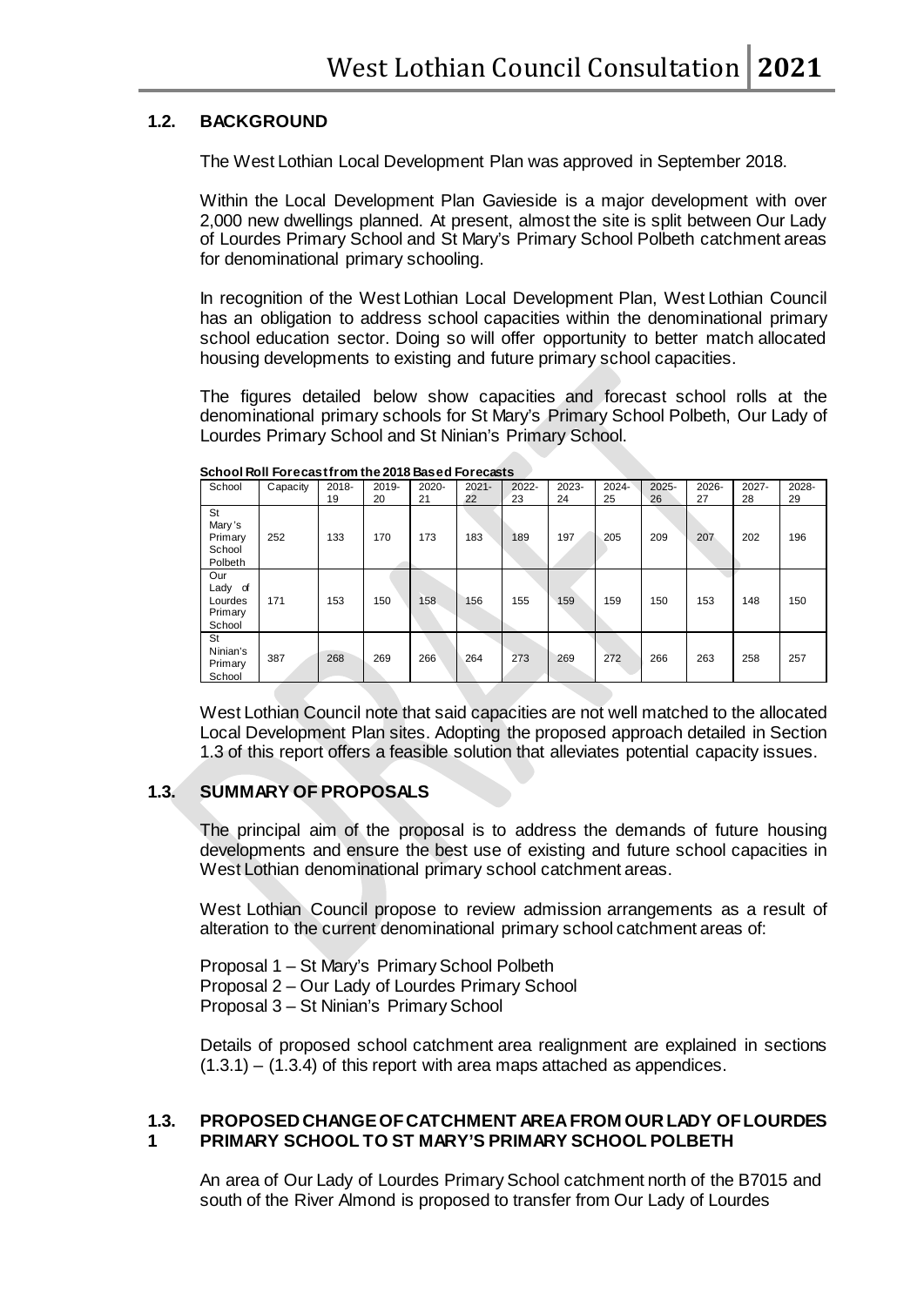## 1.2. BACKGROUND

The West Lothian Local Development Plan was approved in September 2018.

Within the Local Development Plan Gavieside is a major development with over 2,000 new dwellings planned. At present, almost the site is split between Our Lady of Lourdes Primary School and St Mary's Primary School Polbeth catchment areas for denominational primary schooling.

In recognition of the West Lothian Local Development Plan, West Lothian Council has an obligation to address school capacities within the denominational primary school education sector. Doing so will offer opportunity to better match allocated housing developments to existing and future primary school capacities.

The figures detailed below show capacities and forecast school rolls at the denominational primary schools for St Mary's Primary School Polbeth, Our Lady of Lourdes Primary School and St Ninian's Primary School.

**School Roll Forecast from the 2018 Based Forecasts**

| School | Capacity | 2018-19 | 2019-20 | 2020-21 | 2021-22 | 2022-23 | 2023-24 | 2024-25 | 2025-26 | 2026-27 | 2027-28 | 2028-29 |
|---|---|---|---|---|---|---|---|---|---|---|---|---|
| St Mary's Primary School Polbeth | 252 | 133 | 170 | 173 | 183 | 189 | 197 | 205 | 209 | 207 | 202 | 196 |
| Our Lady of Lourdes Primary School | 171 | 153 | 150 | 158 | 156 | 155 | 159 | 159 | 150 | 153 | 148 | 150 |
| St Ninian's Primary School | 387 | 268 | 269 | 266 | 264 | 273 | 269 | 272 | 266 | 263 | 258 | 257 |

West Lothian Council note that said capacities are not well matched to the allocated Local Development Plan sites. Adopting the proposed approach detailed in Section 1.3 of this report offers a feasible solution that alleviates potential capacity issues.

## 1.3. SUMMARY OF PROPOSALS

The principal aim of the proposal is to address the demands of future housing developments and ensure the best use of existing and future school capacities in West Lothian denominational primary school catchment areas.

West Lothian Council propose to review admission arrangements as a result of alteration to the current denominational primary school catchment areas of:

Proposal 1 – St Mary's Primary School Polbeth
Proposal 2 – Our Lady of Lourdes Primary School
Proposal 3 – St Ninian's Primary School

Details of proposed school catchment area realignment are explained in sections (1.3.1) – (1.3.4) of this report with area maps attached as appendices.

### 1.3.1 PROPOSED CHANGE OF CATCHMENT AREA FROM OUR LADY OF LOURDES PRIMARY SCHOOL TO ST MARY'S PRIMARY SCHOOL POLBETH

An area of Our Lady of Lourdes Primary School catchment north of the B7015 and south of the River Almond is proposed to transfer from Our Lady of Lourdes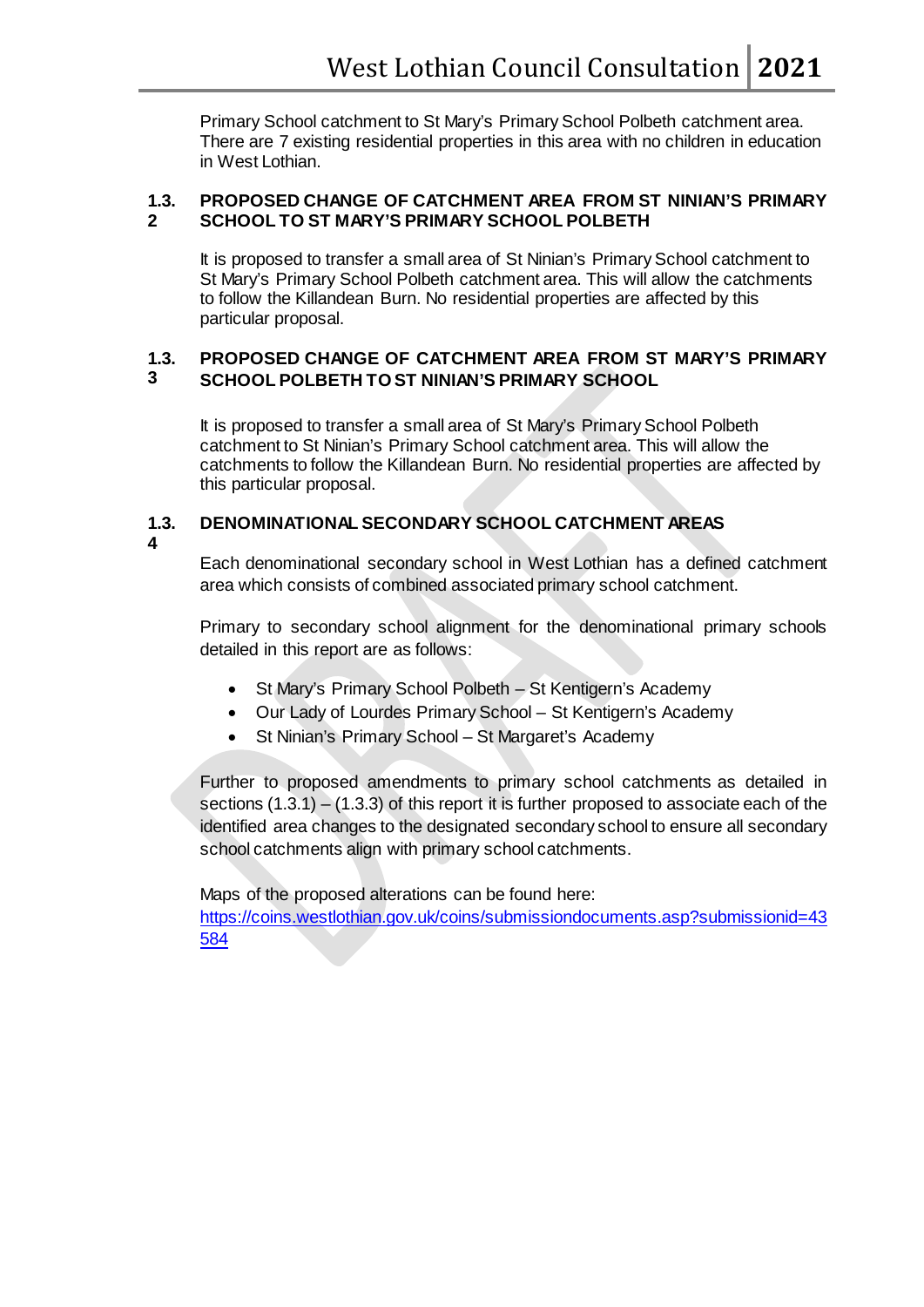Primary School catchment to St Mary's Primary School Polbeth catchment area. There are 7 existing residential properties in this area with no children in education in West Lothian.

### 1.3.2 PROPOSED CHANGE OF CATCHMENT AREA FROM ST NINIAN'S PRIMARY SCHOOL TO ST MARY'S PRIMARY SCHOOL POLBETH

It is proposed to transfer a small area of St Ninian's Primary School catchment to St Mary's Primary School Polbeth catchment area. This will allow the catchments to follow the Killandean Burn. No residential properties are affected by this particular proposal.

### 1.3.3 PROPOSED CHANGE OF CATCHMENT AREA FROM ST MARY'S PRIMARY SCHOOL POLBETH TO ST NINIAN'S PRIMARY SCHOOL

It is proposed to transfer a small area of St Mary's Primary School Polbeth catchment to St Ninian's Primary School catchment area. This will allow the catchments to follow the Killandean Burn. No residential properties are affected by this particular proposal.

### 1.3.4 DENOMINATIONAL SECONDARY SCHOOL CATCHMENT AREAS

Each denominational secondary school in West Lothian has a defined catchment area which consists of combined associated primary school catchment.

Primary to secondary school alignment for the denominational primary schools detailed in this report are as follows:

- St Mary's Primary School Polbeth – St Kentigern's Academy
- Our Lady of Lourdes Primary School – St Kentigern's Academy
- St Ninian's Primary School – St Margaret's Academy

Further to proposed amendments to primary school catchments as detailed in sections (1.3.1) – (1.3.3) of this report it is further proposed to associate each of the identified area changes to the designated secondary school to ensure all secondary school catchments align with primary school catchments.

Maps of the proposed alterations can be found here:
https://coins.westlothian.gov.uk/coins/submissiondocuments.asp?submissionid=43584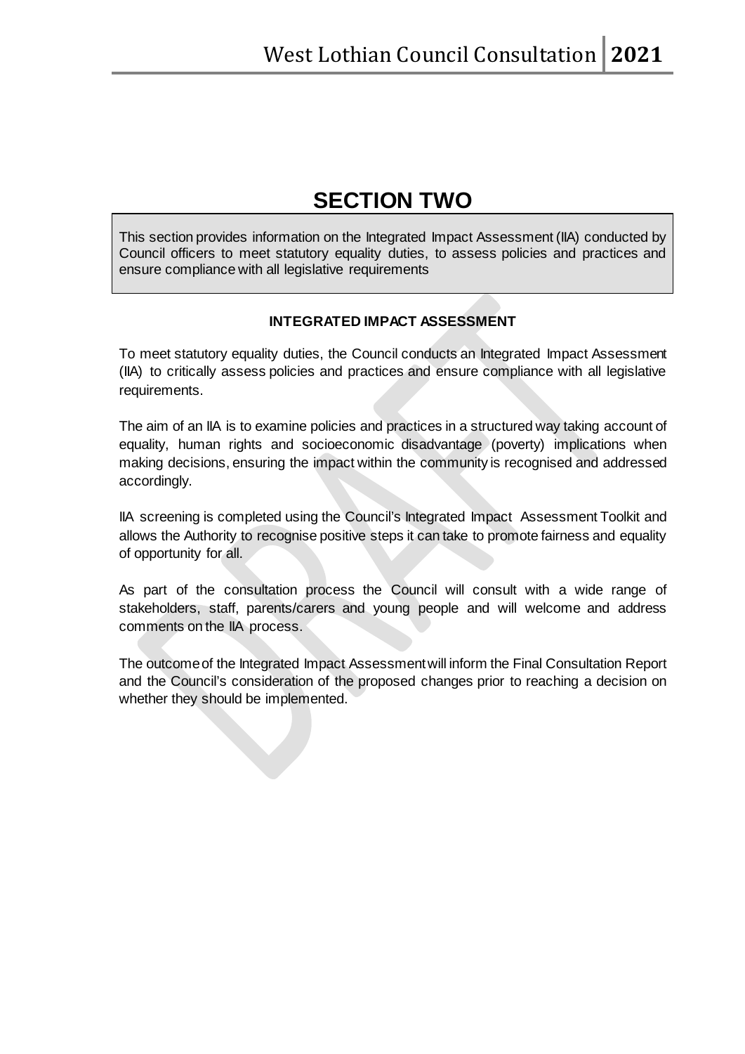# SECTION TWO

This section provides information on the Integrated Impact Assessment (IIA) conducted by Council officers to meet statutory equality duties, to assess policies and practices and ensure compliance with all legislative requirements

### INTEGRATED IMPACT ASSESSMENT

To meet statutory equality duties, the Council conducts an Integrated Impact Assessment (IIA) to critically assess policies and practices and ensure compliance with all legislative requirements.

The aim of an IIA is to examine policies and practices in a structured way taking account of equality, human rights and socioeconomic disadvantage (poverty) implications when making decisions, ensuring the impact within the community is recognised and addressed accordingly.

IIA screening is completed using the Council's Integrated Impact Assessment Toolkit and allows the Authority to recognise positive steps it can take to promote fairness and equality of opportunity for all.

As part of the consultation process the Council will consult with a wide range of stakeholders, staff, parents/carers and young people and will welcome and address comments on the IIA process.

The outcome of the Integrated Impact Assessment will inform the Final Consultation Report and the Council's consideration of the proposed changes prior to reaching a decision on whether they should be implemented.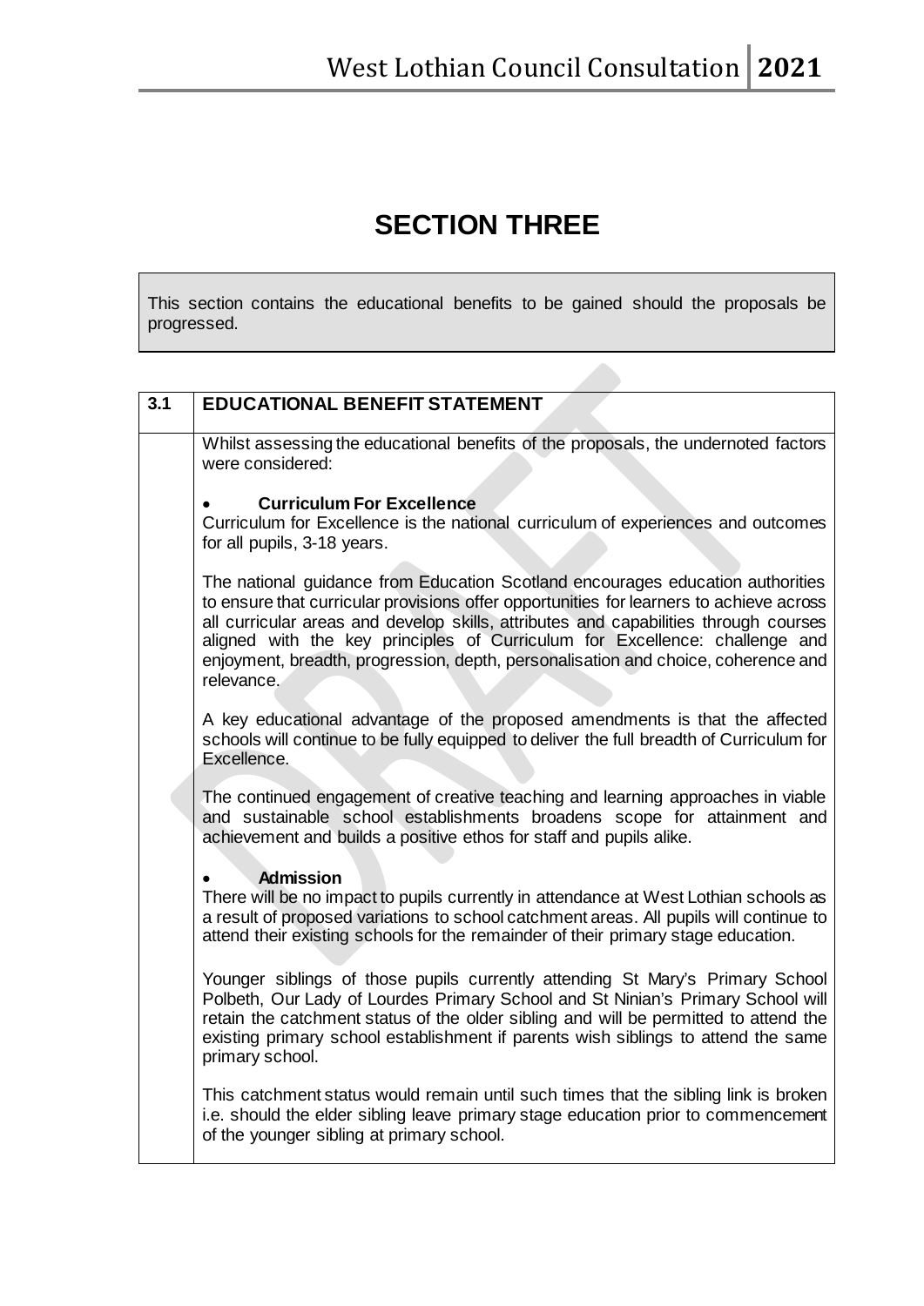# SECTION THREE

This section contains the educational benefits to be gained should the proposals be progressed.

| 3.1 | EDUCATIONAL BENEFIT STATEMENT |
|---|---|
| | Whilst assessing the educational benefits of the proposals, the undernoted factors were considered:<br><br>• **Curriculum For Excellence**<br>Curriculum for Excellence is the national curriculum of experiences and outcomes for all pupils, 3-18 years.<br><br>The national guidance from Education Scotland encourages education authorities to ensure that curricular provisions offer opportunities for learners to achieve across all curricular areas and develop skills, attributes and capabilities through courses aligned with the key principles of Curriculum for Excellence: challenge and enjoyment, breadth, progression, depth, personalisation and choice, coherence and relevance.<br><br>A key educational advantage of the proposed amendments is that the affected schools will continue to be fully equipped to deliver the full breadth of Curriculum for Excellence.<br><br>The continued engagement of creative teaching and learning approaches in viable and sustainable school establishments broadens scope for attainment and achievement and builds a positive ethos for staff and pupils alike.<br><br>• **Admission**<br>There will be no impact to pupils currently in attendance at West Lothian schools as a result of proposed variations to school catchment areas. All pupils will continue to attend their existing schools for the remainder of their primary stage education.<br><br>Younger siblings of those pupils currently attending St Mary's Primary School Polbeth, Our Lady of Lourdes Primary School and St Ninian's Primary School will retain the catchment status of the older sibling and will be permitted to attend the existing primary school establishment if parents wish siblings to attend the same primary school.<br><br>This catchment status would remain until such times that the sibling link is broken i.e. should the elder sibling leave primary stage education prior to commencement of the younger sibling at primary school. |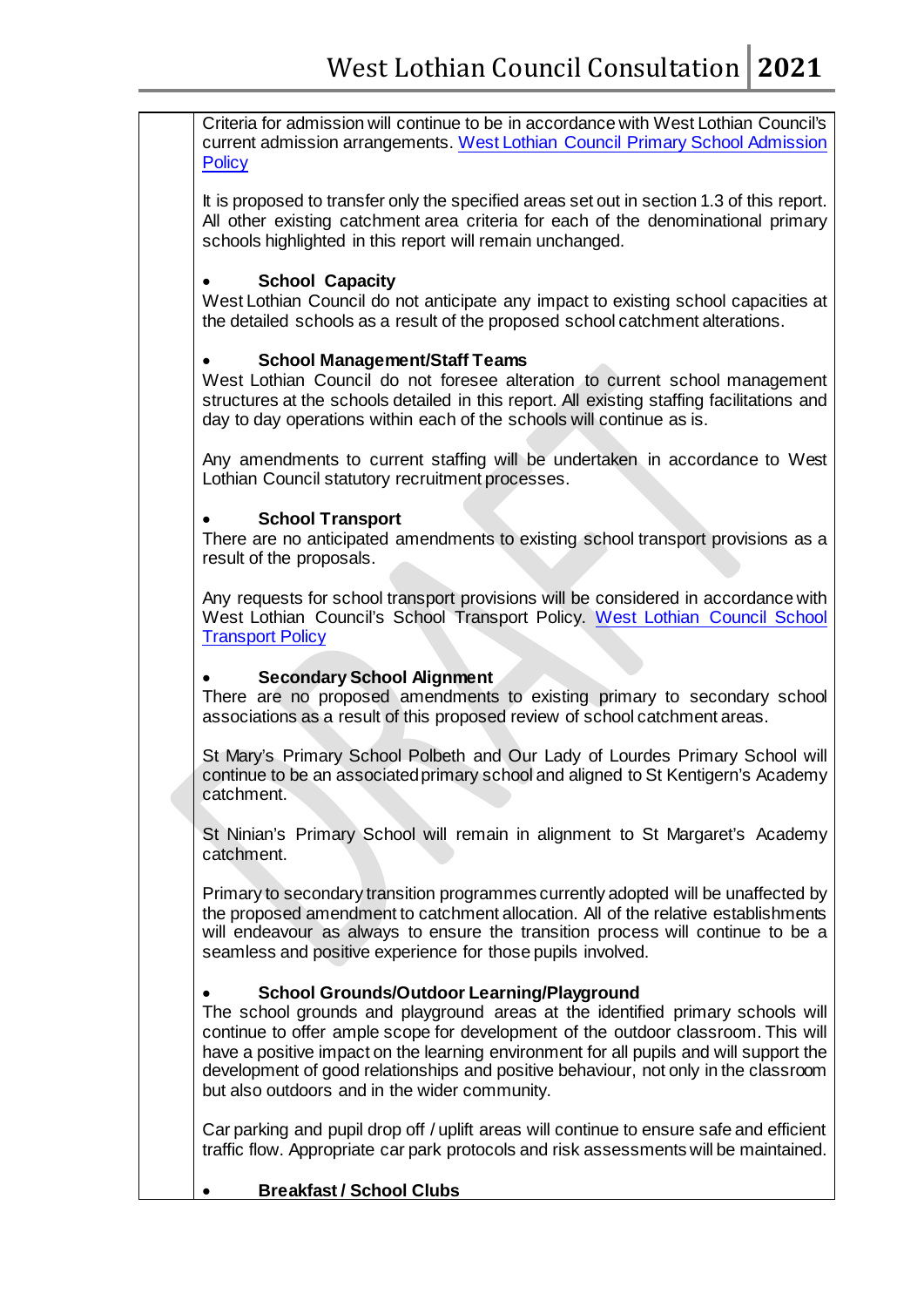Criteria for admission will continue to be in accordance with West Lothian Council's current admission arrangements. [West Lothian Council Primary School Admission Policy]

It is proposed to transfer only the specified areas set out in section 1.3 of this report. All other existing catchment area criteria for each of the denominational primary schools highlighted in this report will remain unchanged.

- **School Capacity**

West Lothian Council do not anticipate any impact to existing school capacities at the detailed schools as a result of the proposed school catchment alterations.

- **School Management/Staff Teams**

West Lothian Council do not foresee alteration to current school management structures at the schools detailed in this report. All existing staffing facilitations and day to day operations within each of the schools will continue as is.

Any amendments to current staffing will be undertaken in accordance to West Lothian Council statutory recruitment processes.

- **School Transport**

There are no anticipated amendments to existing school transport provisions as a result of the proposals.

Any requests for school transport provisions will be considered in accordance with West Lothian Council's School Transport Policy. [West Lothian Council School Transport Policy]

- **Secondary School Alignment**

There are no proposed amendments to existing primary to secondary school associations as a result of this proposed review of school catchment areas.

St Mary's Primary School Polbeth and Our Lady of Lourdes Primary School will continue to be an associated primary school and aligned to St Kentigern's Academy catchment.

St Ninian's Primary School will remain in alignment to St Margaret's Academy catchment.

Primary to secondary transition programmes currently adopted will be unaffected by the proposed amendment to catchment allocation. All of the relative establishments will endeavour as always to ensure the transition process will continue to be a seamless and positive experience for those pupils involved.

- **School Grounds/Outdoor Learning/Playground**

The school grounds and playground areas at the identified primary schools will continue to offer ample scope for development of the outdoor classroom. This will have a positive impact on the learning environment for all pupils and will support the development of good relationships and positive behaviour, not only in the classroom but also outdoors and in the wider community.

Car parking and pupil drop off / uplift areas will continue to ensure safe and efficient traffic flow. Appropriate car park protocols and risk assessments will be maintained.

- **Breakfast / School Clubs**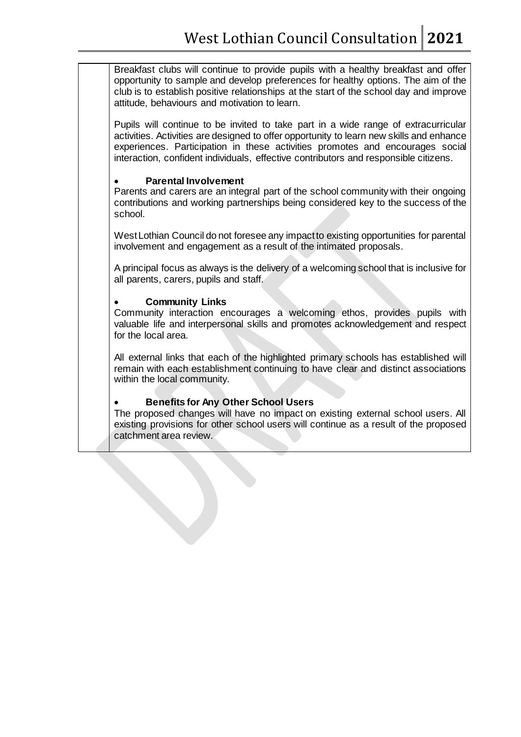Breakfast clubs will continue to provide pupils with a healthy breakfast and offer opportunity to sample and develop preferences for healthy options. The aim of the club is to establish positive relationships at the start of the school day and improve attitude, behaviours and motivation to learn.

Pupils will continue to be invited to take part in a wide range of extracurricular activities. Activities are designed to offer opportunity to learn new skills and enhance experiences. Participation in these activities promotes and encourages social interaction, confident individuals, effective contributors and responsible citizens.

- **Parental Involvement**

Parents and carers are an integral part of the school community with their ongoing contributions and working partnerships being considered key to the success of the school.

West Lothian Council do not foresee any impact to existing opportunities for parental involvement and engagement as a result of the intimated proposals.

A principal focus as always is the delivery of a welcoming school that is inclusive for all parents, carers, pupils and staff.

- **Community Links**

Community interaction encourages a welcoming ethos, provides pupils with valuable life and interpersonal skills and promotes acknowledgement and respect for the local area.

All external links that each of the highlighted primary schools has established will remain with each establishment continuing to have clear and distinct associations within the local community.

- **Benefits for Any Other School Users**

The proposed changes will have no impact on existing external school users. All existing provisions for other school users will continue as a result of the proposed catchment area review.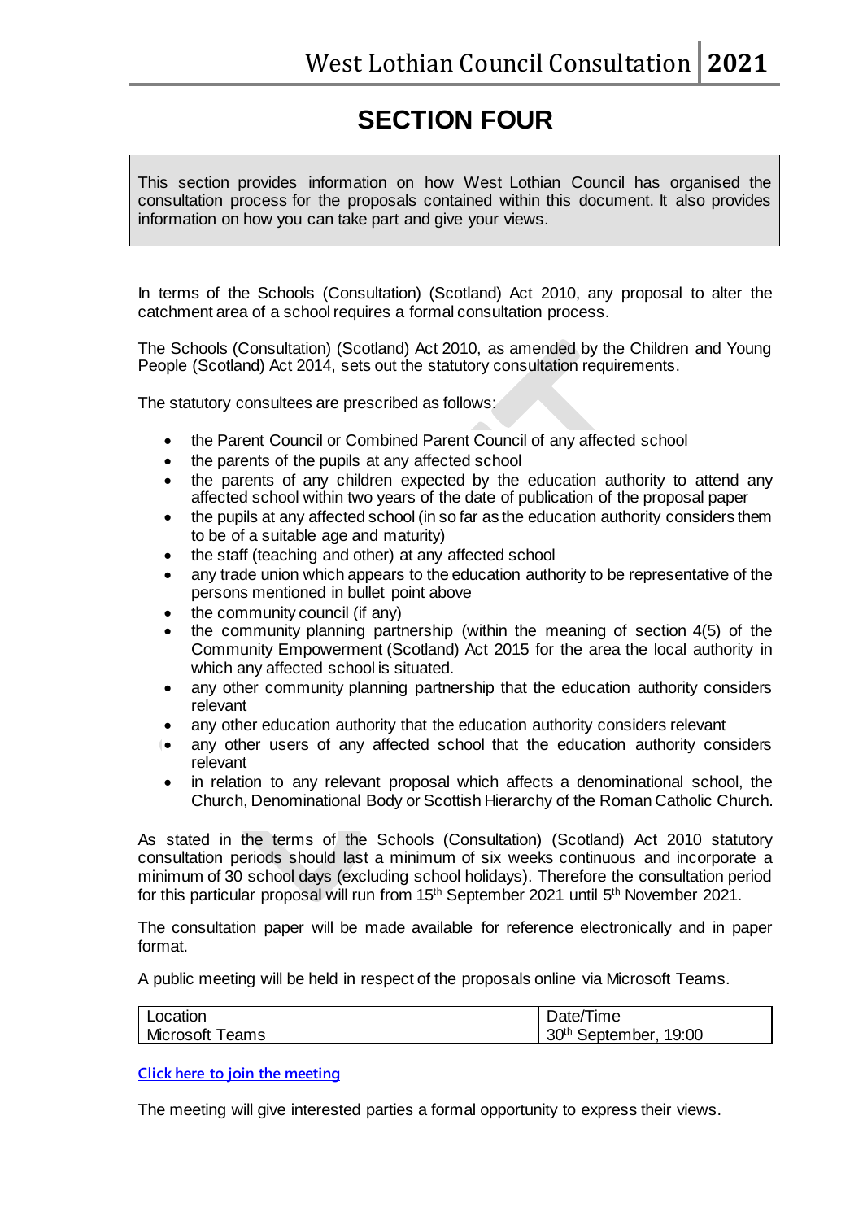# SECTION FOUR

This section provides information on how West Lothian Council has organised the consultation process for the proposals contained within this document. It also provides information on how you can take part and give your views.

In terms of the Schools (Consultation) (Scotland) Act 2010, any proposal to alter the catchment area of a school requires a formal consultation process.

The Schools (Consultation) (Scotland) Act 2010, as amended by the Children and Young People (Scotland) Act 2014, sets out the statutory consultation requirements.

The statutory consultees are prescribed as follows:

- the Parent Council or Combined Parent Council of any affected school
- the parents of the pupils at any affected school
- the parents of any children expected by the education authority to attend any affected school within two years of the date of publication of the proposal paper
- the pupils at any affected school (in so far as the education authority considers them to be of a suitable age and maturity)
- the staff (teaching and other) at any affected school
- any trade union which appears to the education authority to be representative of the persons mentioned in bullet point above
- the community council (if any)
- the community planning partnership (within the meaning of section 4(5) of the Community Empowerment (Scotland) Act 2015 for the area the local authority in which any affected school is situated.
- any other community planning partnership that the education authority considers relevant
- any other education authority that the education authority considers relevant
- any other users of any affected school that the education authority considers relevant
- in relation to any relevant proposal which affects a denominational school, the Church, Denominational Body or Scottish Hierarchy of the Roman Catholic Church.

As stated in the terms of the Schools (Consultation) (Scotland) Act 2010 statutory consultation periods should last a minimum of six weeks continuous and incorporate a minimum of 30 school days (excluding school holidays). Therefore the consultation period for this particular proposal will run from 15th September 2021 until 5th November 2021.

The consultation paper will be made available for reference electronically and in paper format.

A public meeting will be held in respect of the proposals online via Microsoft Teams.

| Location | Date/Time |
|---|---|
| Microsoft Teams | 30th September, 19:00 |

**Click here to join the meeting**

The meeting will give interested parties a formal opportunity to express their views.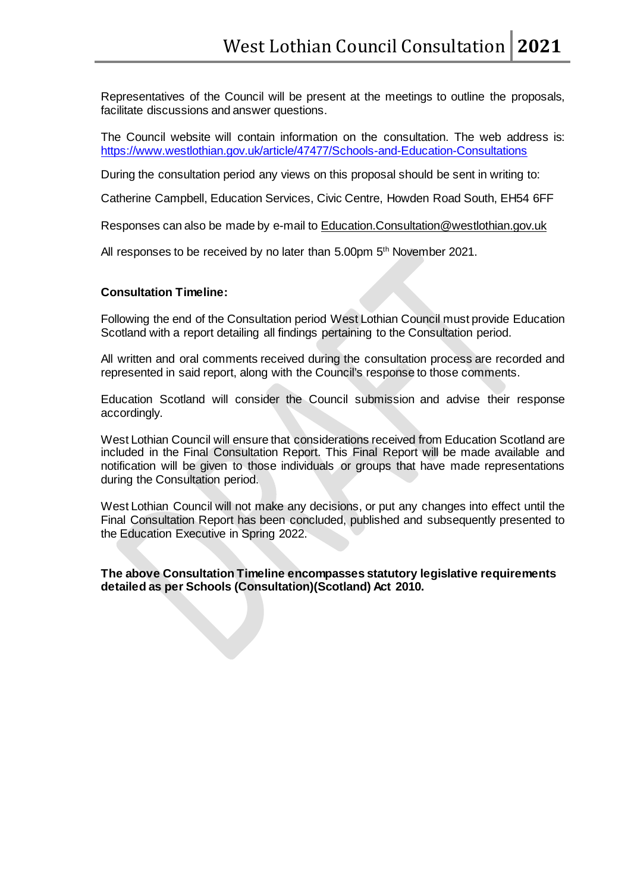Representatives of the Council will be present at the meetings to outline the proposals, facilitate discussions and answer questions.

The Council website will contain information on the consultation. The web address is: https://www.westlothian.gov.uk/article/47477/Schools-and-Education-Consultations

During the consultation period any views on this proposal should be sent in writing to:

Catherine Campbell, Education Services, Civic Centre, Howden Road South, EH54 6FF

Responses can also be made by e-mail to Education.Consultation@westlothian.gov.uk

All responses to be received by no later than 5.00pm 5th November 2021.

**Consultation Timeline:**

Following the end of the Consultation period West Lothian Council must provide Education Scotland with a report detailing all findings pertaining to the Consultation period.

All written and oral comments received during the consultation process are recorded and represented in said report, along with the Council's response to those comments.

Education Scotland will consider the Council submission and advise their response accordingly.

West Lothian Council will ensure that considerations received from Education Scotland are included in the Final Consultation Report. This Final Report will be made available and notification will be given to those individuals or groups that have made representations during the Consultation period.

West Lothian Council will not make any decisions, or put any changes into effect until the Final Consultation Report has been concluded, published and subsequently presented to the Education Executive in Spring 2022.

**The above Consultation Timeline encompasses statutory legislative requirements detailed as per Schools (Consultation)(Scotland) Act 2010.**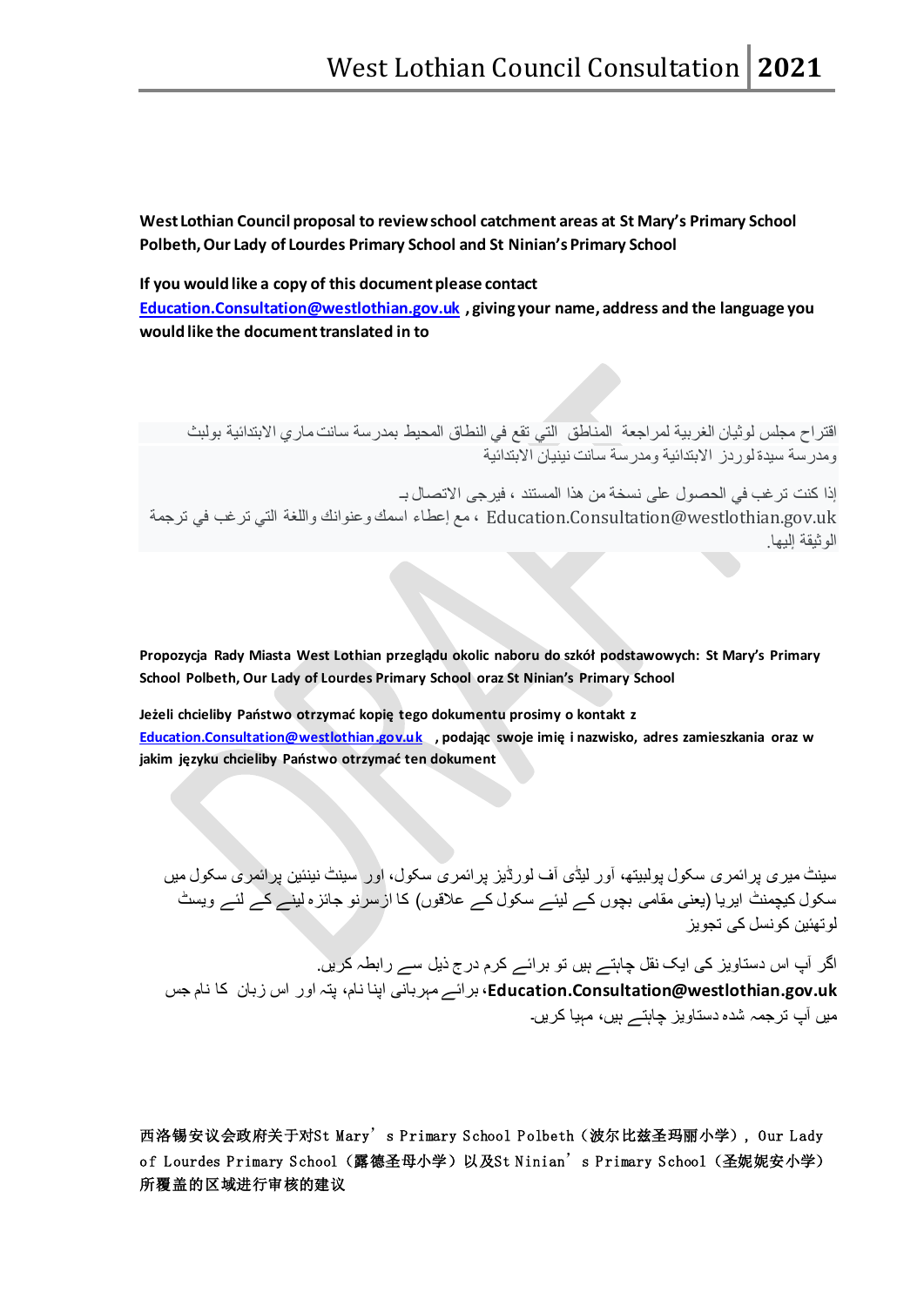**West Lothian Council proposal to review school catchment areas at St Mary's Primary School Polbeth, Our Lady of Lourdes Primary School and St Ninian's Primary School**

**If you would like a copy of this document please contact [Education.Consultation@westlothian.gov.uk](mailto:Education.Consultation@westlothian.gov.uk) , giving your name, address and the language you would like the document translated in to**

اقتراح مجلس لوثيان الغربية لمراجعة المناطق التي تقع في النطاق المحيط بمدرسة سانت ماري الابتدائية بولبث ومدرسة سيدة لوردز الابتدائية ومدرسة سانت نينيان الابتدائية

إذا كنت ترغب في الحصول على نسخة من هذا المستند ، فيرجى الاتصال بـ Education.Consultation@westlothian.gov.uk ، مع إعطاء اسمك وعنوانك واللغة التي ترغب في ترجمة الوثيقة إليها.

**Propozycja Rady Miasta West Lothian przeglądu okolic naboru do szkół podstawowych: St Mary's Primary School Polbeth, Our Lady of Lourdes Primary School oraz St Ninian's Primary School**

**Jeżeli chcieliby Państwo otrzymać kopię tego dokumentu prosimy o kontakt z [Education.Consultation@westlothian.gov.uk](mailto:Education.Consultation@westlothian.gov.uk) , podając swoje imię i nazwisko, adres zamieszkania oraz w jakim języku chcieliby Państwo otrzymać ten dokument**

سینٹ میری پرائمری سکول پولبیتھ، آور لیڈی آف لورڈیز پرائمری سکول، اور سینٹ نینین پرائمری سکول میں سکول کیچمنٹ ایریا (یعنی مقامی بچوں کے لیئے سکول کے علاقوں) کا ازسرنو جائزہ لینے کے لئے ویسٹ لوتھیئن کونسل کی تجویز

اگر آپ اس دستاویز کی ایک نقل چاہتے ہیں تو برائے کرم درج ذیل سے رابطہ کریں. **Education.Consultation@westlothian.gov.uk**، برائے مہربانی اپنا نام، پتہ اور اس زبان کا نام جس میں آپ ترجمہ شدہ دستاویز چاہتے ہیں، مہیا کریں۔

**西洛锡安议会政府关于对St Mary's Primary School Polbeth（波尔比兹圣玛丽小学），Our Lady of Lourdes Primary School（露德圣母小学）以及St Ninian's Primary School（圣妮妮安小学）所覆盖的区域进行审核的建议**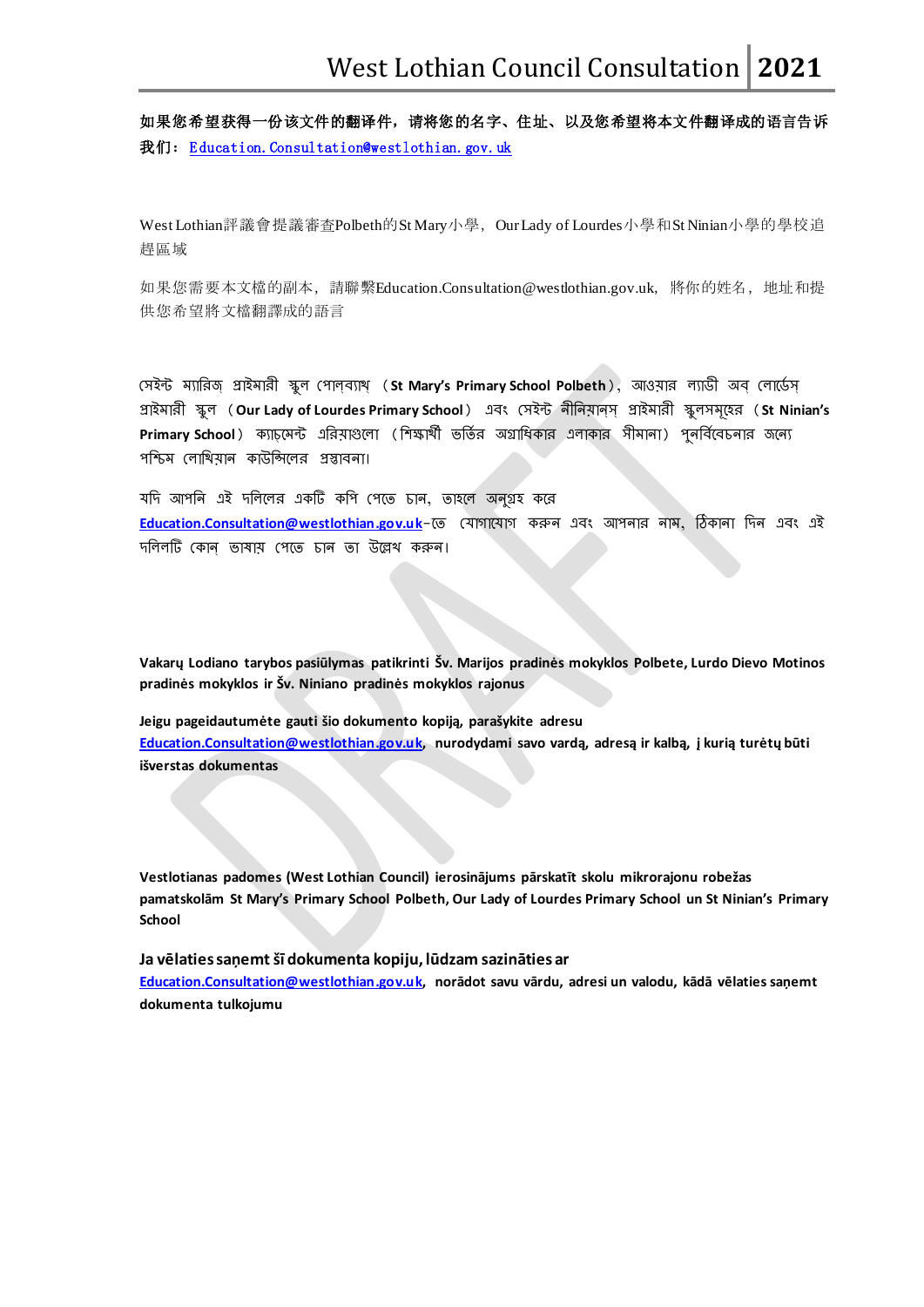**如果您希望获得一份该文件的翻译件，请将您的名字、住址、以及您希望将本文件翻译成的语言告诉我们：**Education.Consultation@westlothian.gov.uk

West Lothian評議會提議審查Polbeth的St Mary小學，Our Lady of Lourdes小學和St Ninian小學的學校追趕區域

如果您需要本文檔的副本，請聯繫Education.Consultation@westlothian.gov.uk，將你的姓名，地址和提供您希望將文檔翻譯成的語言

সেইন্ট ম্যারিজ্ প্রাইমারী স্কুল পোলব্যাথ (**St Mary's Primary School Polbeth**)，আওয়ার ল্যাডী অব্ লোর্ডেস্ প্রাইমারী স্কুল (**Our Lady of Lourdes Primary School**) এবং সেইন্ট নীনিয়ান্স্ প্রাইমারী স্কুলসমূহের (**St Ninian's Primary School**) ক্যাচমেন্ট এরিয়াগুলো (শিক্ষার্থী ভর্তির অগ্রাধিকার এলাকার সীমানা) পুনর্বিবেচনার জন্যে পশ্চিম লোথিয়ান কাউন্সিলের প্রস্তাবনা।

যদি আপনি এই দলিলের একটি কপি পেতে চান, তাহলে অনুগ্রহ করে **Education.Consultation@westlothian.gov.uk**-তে যোগাযোগ করুন এবং আপনার নাম, ঠিকানা দিন এবং এই দলিলটি কোন্ ভাষায় পেতে চান তা উল্লেখ করুন।

**Vakarų Lodiano tarybos pasiūlymas patikrinti Šv. Marijos pradinės mokyklos Polbete, Lurdo Dievo Motinos pradinės mokyklos ir Šv. Niniano pradinės mokyklos rajonus**

**Jeigu pageidautumėte gauti šio dokumento kopiją, parašykite adresu Education.Consultation@westlothian.gov.uk, nurodydami savo vardą, adresą ir kalbą, į kurią turėtų būti išverstas dokumentas**

**Vestlotianas padomes (West Lothian Council) ierosinājums pārskatīt skolu mikrorajonu robežas pamatskolām St Mary's Primary School Polbeth, Our Lady of Lourdes Primary School un St Ninian's Primary School**

**Ja vēlaties saņemt šī dokumenta kopiju, lūdzam sazināties ar Education.Consultation@westlothian.gov.uk, norādot savu vārdu, adresi un valodu, kādā vēlaties saņemt dokumenta tulkojumu**